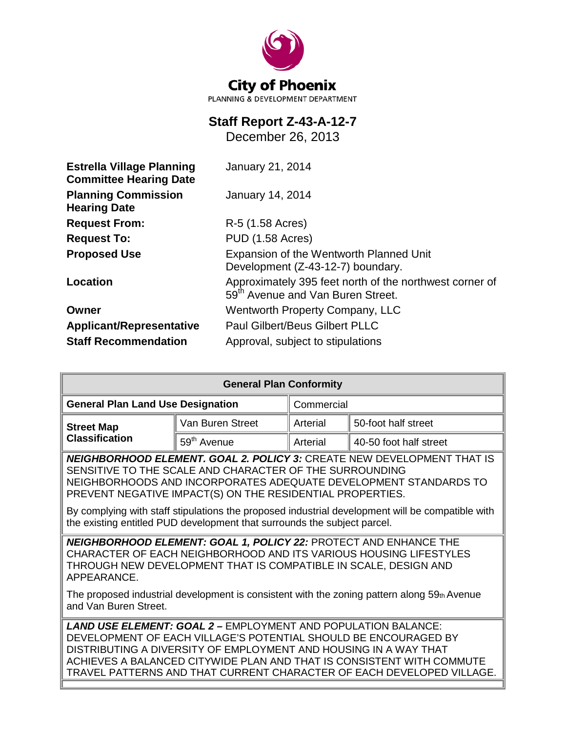City of Phoenix

PLANNING & DEVELOPMENT DEPARTMENT

# Staff Report Z-43-A-12-7

December 26, 2013

| | |
|---|---|
| **Estrella Village Planning Committee Hearing Date** | January 21, 2014 |
| **Planning Commission Hearing Date** | January 14, 2014 |
| **Request From:** | R-5 (1.58 Acres) |
| **Request To:** | PUD (1.58 Acres) |
| **Proposed Use** | Expansion of the Wentworth Planned Unit Development (Z-43-12-7) boundary. |
| **Location** | Approximately 395 feet north of the northwest corner of 59th Avenue and Van Buren Street. |
| **Owner** | Wentworth Property Company, LLC |
| **Applicant/Representative** | Paul Gilbert/Beus Gilbert PLLC |
| **Staff Recommendation** | Approval, subject to stipulations |

| **General Plan Conformity** | | | |
|---|---|---|---|
| **General Plan Land Use Designation** | | Commercial | |
| **Street Map Classification** | Van Buren Street | Arterial | 50-foot half street |
| | 59th Avenue | Arterial | 40-50 foot half street |

***NEIGHBORHOOD ELEMENT. GOAL 2. POLICY 3:*** CREATE NEW DEVELOPMENT THAT IS SENSITIVE TO THE SCALE AND CHARACTER OF THE SURROUNDING NEIGHBORHOODS AND INCORPORATES ADEQUATE DEVELOPMENT STANDARDS TO PREVENT NEGATIVE IMPACT(S) ON THE RESIDENTIAL PROPERTIES.

By complying with staff stipulations the proposed industrial development will be compatible with the existing entitled PUD development that surrounds the subject parcel.

***NEIGHBORHOOD ELEMENT: GOAL 1, POLICY 22:*** PROTECT AND ENHANCE THE CHARACTER OF EACH NEIGHBORHOOD AND ITS VARIOUS HOUSING LIFESTYLES THROUGH NEW DEVELOPMENT THAT IS COMPATIBLE IN SCALE, DESIGN AND APPEARANCE.

The proposed industrial development is consistent with the zoning pattern along 59th Avenue and Van Buren Street.

***LAND USE ELEMENT: GOAL 2 –*** EMPLOYMENT AND POPULATION BALANCE: DEVELOPMENT OF EACH VILLAGE'S POTENTIAL SHOULD BE ENCOURAGED BY DISTRIBUTING A DIVERSITY OF EMPLOYMENT AND HOUSING IN A WAY THAT ACHIEVES A BALANCED CITYWIDE PLAN AND THAT IS CONSISTENT WITH COMMUTE TRAVEL PATTERNS AND THAT CURRENT CHARACTER OF EACH DEVELOPED VILLAGE.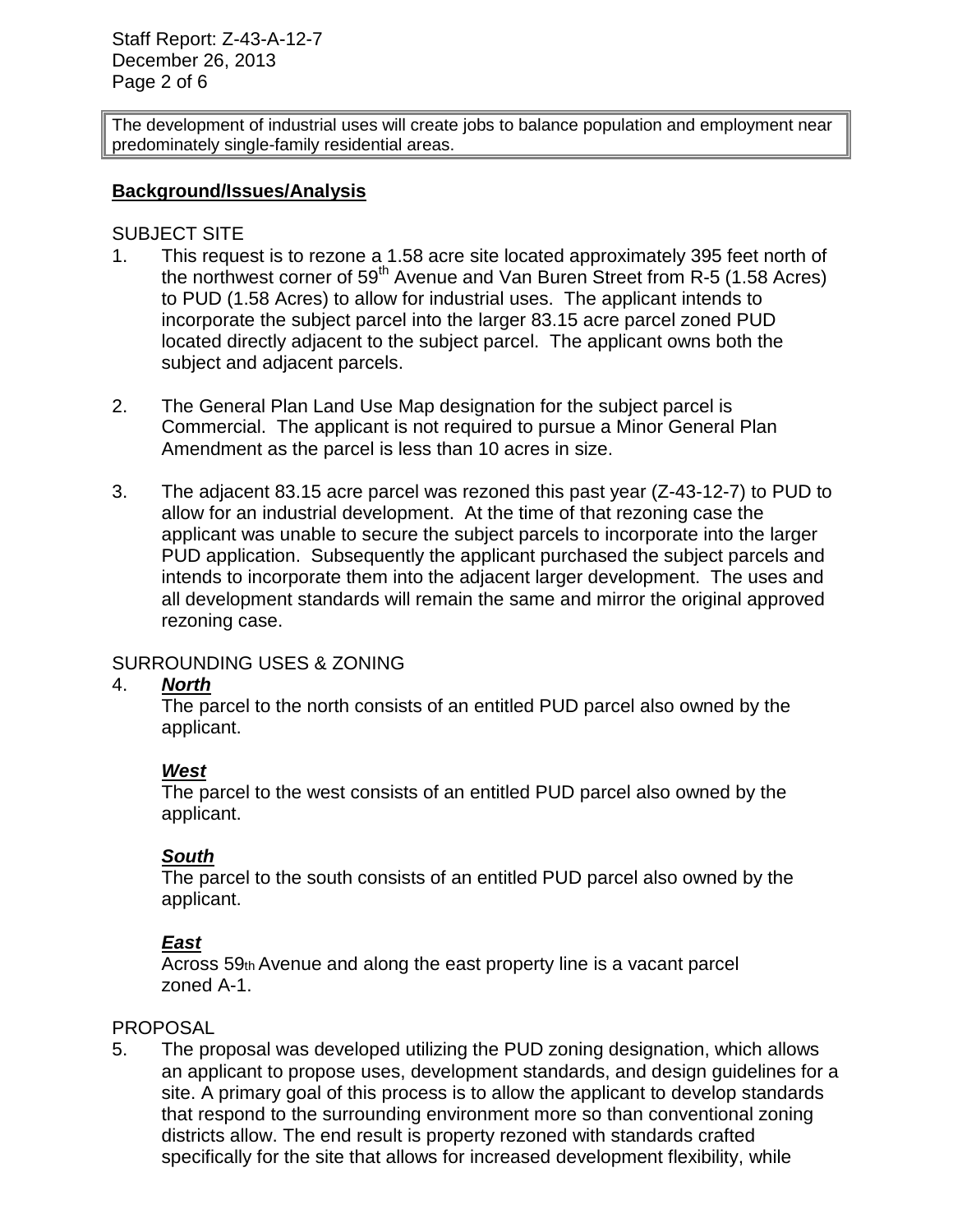The development of industrial uses will create jobs to balance population and employment near predominately single-family residential areas.

**Background/Issues/Analysis**

SUBJECT SITE

1. This request is to rezone a 1.58 acre site located approximately 395 feet north of the northwest corner of 59th Avenue and Van Buren Street from R-5 (1.58 Acres) to PUD (1.58 Acres) to allow for industrial uses. The applicant intends to incorporate the subject parcel into the larger 83.15 acre parcel zoned PUD located directly adjacent to the subject parcel. The applicant owns both the subject and adjacent parcels.

2. The General Plan Land Use Map designation for the subject parcel is Commercial. The applicant is not required to pursue a Minor General Plan Amendment as the parcel is less than 10 acres in size.

3. The adjacent 83.15 acre parcel was rezoned this past year (Z-43-12-7) to PUD to allow for an industrial development. At the time of that rezoning case the applicant was unable to secure the subject parcels to incorporate into the larger PUD application. Subsequently the applicant purchased the subject parcels and intends to incorporate them into the adjacent larger development. The uses and all development standards will remain the same and mirror the original approved rezoning case.

SURROUNDING USES & ZONING

4. ***North***

   The parcel to the north consists of an entitled PUD parcel also owned by the applicant.

   ***West***

   The parcel to the west consists of an entitled PUD parcel also owned by the applicant.

   ***South***

   The parcel to the south consists of an entitled PUD parcel also owned by the applicant.

   ***East***

   Across 59th Avenue and along the east property line is a vacant parcel zoned A-1.

PROPOSAL

5. The proposal was developed utilizing the PUD zoning designation, which allows an applicant to propose uses, development standards, and design guidelines for a site. A primary goal of this process is to allow the applicant to develop standards that respond to the surrounding environment more so than conventional zoning districts allow. The end result is property rezoned with standards crafted specifically for the site that allows for increased development flexibility, while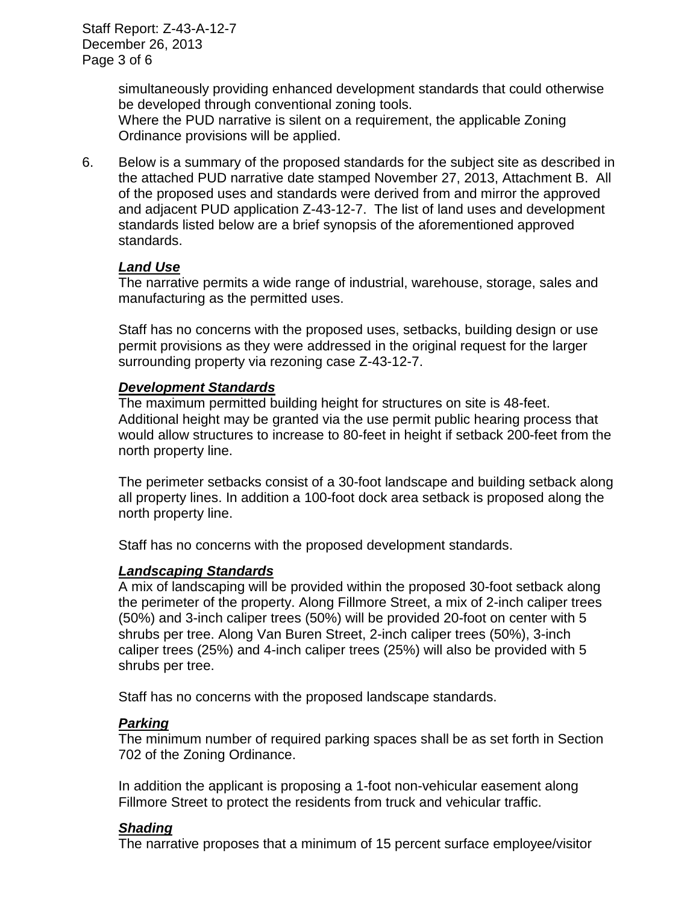simultaneously providing enhanced development standards that could otherwise be developed through conventional zoning tools.
Where the PUD narrative is silent on a requirement, the applicable Zoning Ordinance provisions will be applied.

6. Below is a summary of the proposed standards for the subject site as described in the attached PUD narrative date stamped November 27, 2013, Attachment B. All of the proposed uses and standards were derived from and mirror the approved and adjacent PUD application Z-43-12-7. The list of land uses and development standards listed below are a brief synopsis of the aforementioned approved standards.

   ***Land Use***
   The narrative permits a wide range of industrial, warehouse, storage, sales and manufacturing as the permitted uses.

   Staff has no concerns with the proposed uses, setbacks, building design or use permit provisions as they were addressed in the original request for the larger surrounding property via rezoning case Z-43-12-7.

   ***Development Standards***
   The maximum permitted building height for structures on site is 48-feet. Additional height may be granted via the use permit public hearing process that would allow structures to increase to 80-feet in height if setback 200-feet from the north property line.

   The perimeter setbacks consist of a 30-foot landscape and building setback along all property lines. In addition a 100-foot dock area setback is proposed along the north property line.

   Staff has no concerns with the proposed development standards.

   ***Landscaping Standards***
   A mix of landscaping will be provided within the proposed 30-foot setback along the perimeter of the property. Along Fillmore Street, a mix of 2-inch caliper trees (50%) and 3-inch caliper trees (50%) will be provided 20-foot on center with 5 shrubs per tree. Along Van Buren Street, 2-inch caliper trees (50%), 3-inch caliper trees (25%) and 4-inch caliper trees (25%) will also be provided with 5 shrubs per tree.

   Staff has no concerns with the proposed landscape standards.

   ***Parking***
   The minimum number of required parking spaces shall be as set forth in Section 702 of the Zoning Ordinance.

   In addition the applicant is proposing a 1-foot non-vehicular easement along Fillmore Street to protect the residents from truck and vehicular traffic.

   ***Shading***
   The narrative proposes that a minimum of 15 percent surface employee/visitor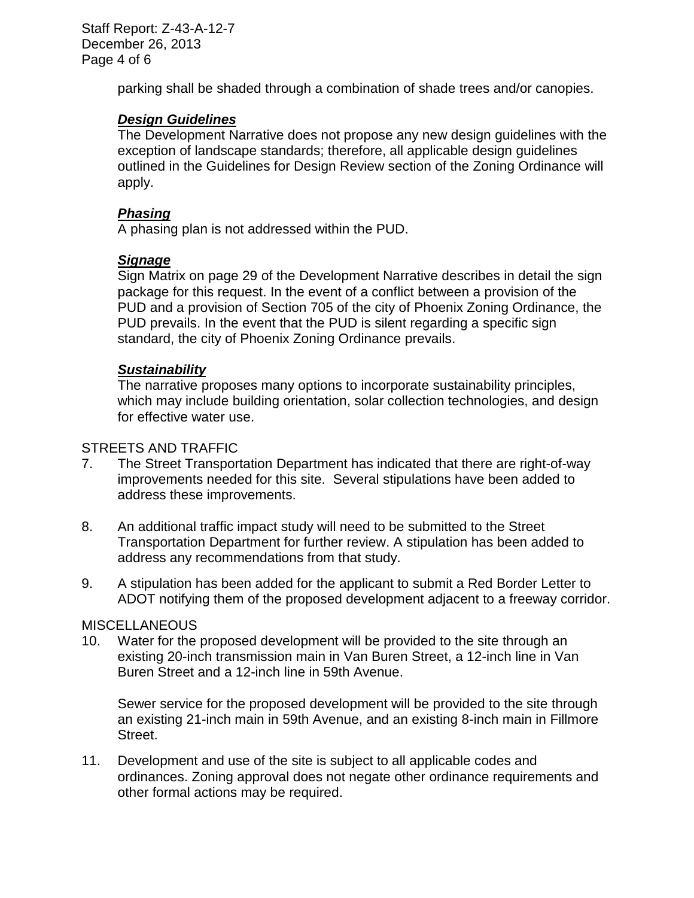parking shall be shaded through a combination of shade trees and/or canopies.

***Design Guidelines***

The Development Narrative does not propose any new design guidelines with the exception of landscape standards; therefore, all applicable design guidelines outlined in the Guidelines for Design Review section of the Zoning Ordinance will apply.

***Phasing***

A phasing plan is not addressed within the PUD.

***Signage***

Sign Matrix on page 29 of the Development Narrative describes in detail the sign package for this request. In the event of a conflict between a provision of the PUD and a provision of Section 705 of the city of Phoenix Zoning Ordinance, the PUD prevails. In the event that the PUD is silent regarding a specific sign standard, the city of Phoenix Zoning Ordinance prevails.

***Sustainability***

The narrative proposes many options to incorporate sustainability principles, which may include building orientation, solar collection technologies, and design for effective water use.

STREETS AND TRAFFIC

7. The Street Transportation Department has indicated that there are right-of-way improvements needed for this site. Several stipulations have been added to address these improvements.

8. An additional traffic impact study will need to be submitted to the Street Transportation Department for further review. A stipulation has been added to address any recommendations from that study.

9. A stipulation has been added for the applicant to submit a Red Border Letter to ADOT notifying them of the proposed development adjacent to a freeway corridor.

MISCELLANEOUS

10. Water for the proposed development will be provided to the site through an existing 20-inch transmission main in Van Buren Street, a 12-inch line in Van Buren Street and a 12-inch line in 59th Avenue.

    Sewer service for the proposed development will be provided to the site through an existing 21-inch main in 59th Avenue, and an existing 8-inch main in Fillmore Street.

11. Development and use of the site is subject to all applicable codes and ordinances. Zoning approval does not negate other ordinance requirements and other formal actions may be required.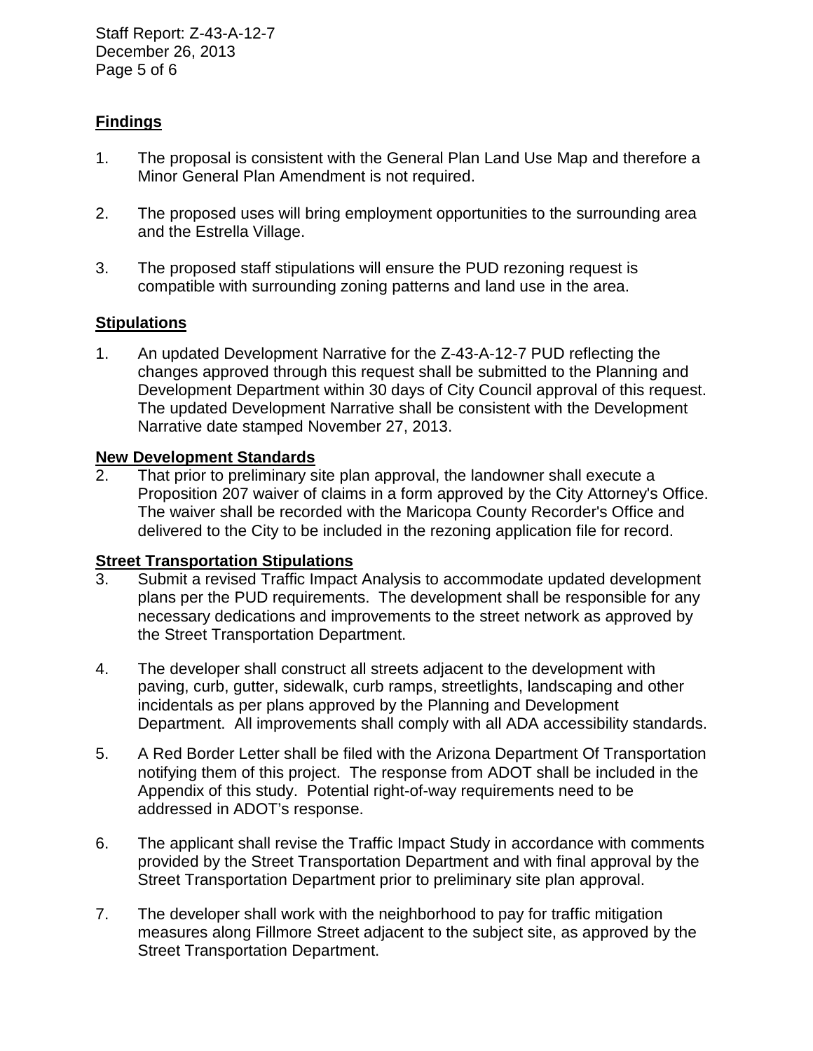## Findings

1. The proposal is consistent with the General Plan Land Use Map and therefore a Minor General Plan Amendment is not required.

2. The proposed uses will bring employment opportunities to the surrounding area and the Estrella Village.

3. The proposed staff stipulations will ensure the PUD rezoning request is compatible with surrounding zoning patterns and land use in the area.

## Stipulations

1. An updated Development Narrative for the Z-43-A-12-7 PUD reflecting the changes approved through this request shall be submitted to the Planning and Development Department within 30 days of City Council approval of this request. The updated Development Narrative shall be consistent with the Development Narrative date stamped November 27, 2013.

### New Development Standards

2. That prior to preliminary site plan approval, the landowner shall execute a Proposition 207 waiver of claims in a form approved by the City Attorney's Office. The waiver shall be recorded with the Maricopa County Recorder's Office and delivered to the City to be included in the rezoning application file for record.

### Street Transportation Stipulations

3. Submit a revised Traffic Impact Analysis to accommodate updated development plans per the PUD requirements. The development shall be responsible for any necessary dedications and improvements to the street network as approved by the Street Transportation Department.

4. The developer shall construct all streets adjacent to the development with paving, curb, gutter, sidewalk, curb ramps, streetlights, landscaping and other incidentals as per plans approved by the Planning and Development Department. All improvements shall comply with all ADA accessibility standards.

5. A Red Border Letter shall be filed with the Arizona Department Of Transportation notifying them of this project. The response from ADOT shall be included in the Appendix of this study. Potential right-of-way requirements need to be addressed in ADOT's response.

6. The applicant shall revise the Traffic Impact Study in accordance with comments provided by the Street Transportation Department and with final approval by the Street Transportation Department prior to preliminary site plan approval.

7. The developer shall work with the neighborhood to pay for traffic mitigation measures along Fillmore Street adjacent to the subject site, as approved by the Street Transportation Department.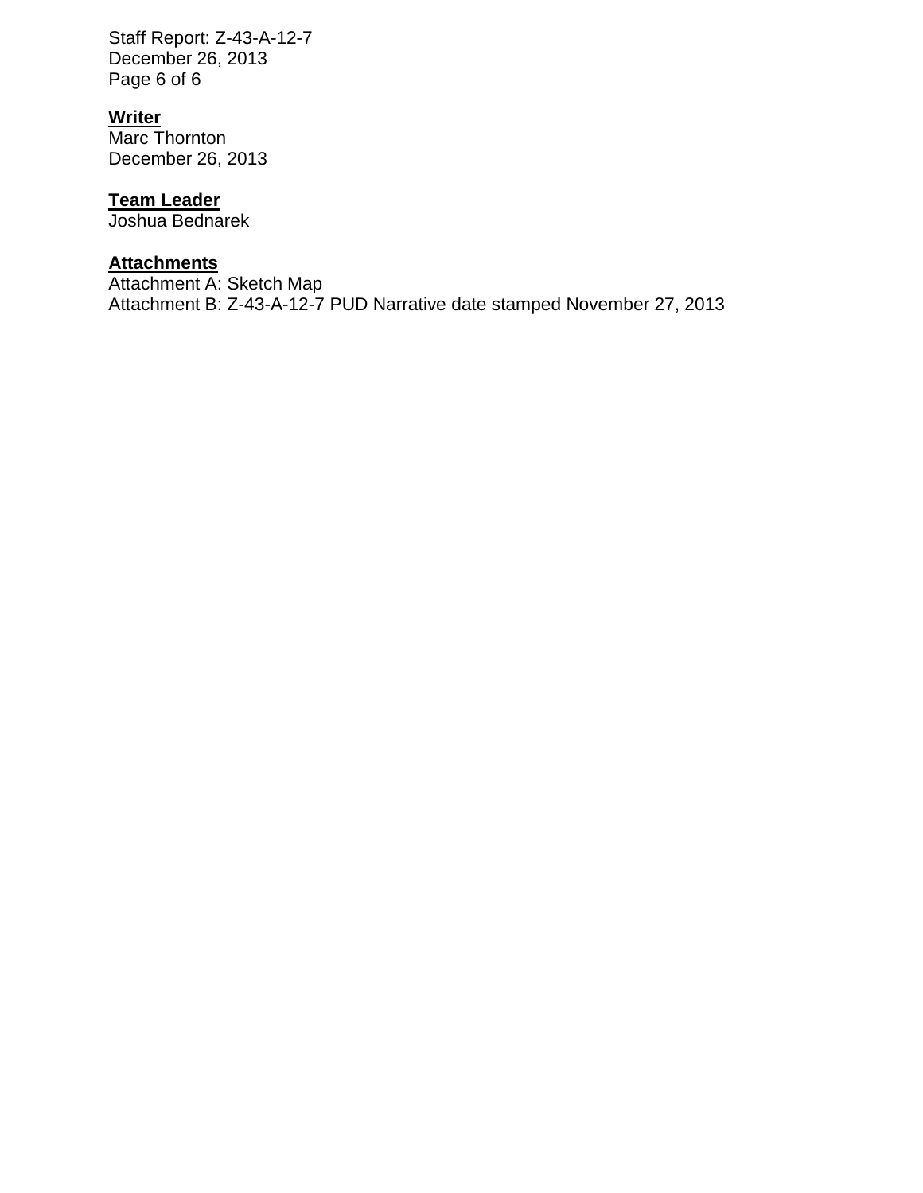**Writer**
Marc Thornton
December 26, 2013

**Team Leader**
Joshua Bednarek

**Attachments**
Attachment A: Sketch Map
Attachment B: Z-43-A-12-7 PUD Narrative date stamped November 27, 2013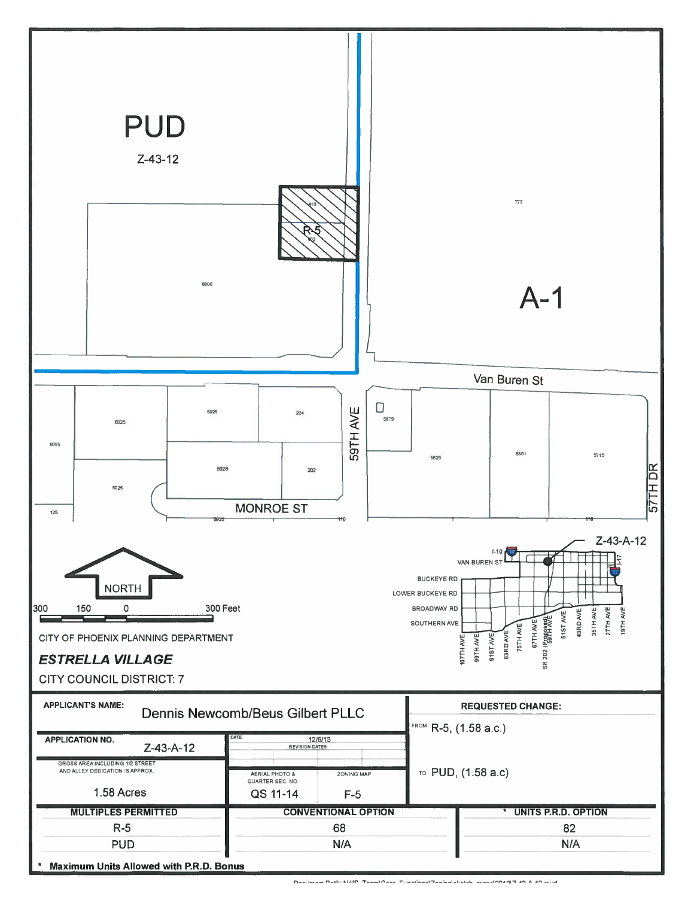PUD

Z-43-12

R-5

A-1

Van Buren St

59TH AVE

MONROE ST

57TH DR

Z-43-A-12

NORTH

300 150 0 300 Feet

CITY OF PHOENIX PLANNING DEPARTMENT

***ESTRELLA VILLAGE***

CITY COUNCIL DISTRICT: 7

| | |
|---|---|
| **APPLICANT'S NAME:** Dennis Newcomb/Beus Gilbert PLLC | **REQUESTED CHANGE:** |
| **APPLICATION NO.** Z-43-A-12 | FROM: R-5, (1.58 a.c.) |
| DATE: 12/6/13 REVISION DATES: | |
| GROSS AREA INCLUDING 1/2 STREET AND ALLEY DEDICATION IS APPROX. 1.58 Acres | TO: PUD, (1.58 a.c) |
| AERIAL PHOTO & QUARTER SEC. NO. QS 11-14 | |
| ZONING MAP F-5 | |

| MULTIPLES PERMITTED | CONVENTIONAL OPTION | * UNITS P.R.D. OPTION |
|---|---|---|
| R-5 | 68 | 82 |
| PUD | N/A | N/A |

\* **Maximum Units Allowed with P.R.D. Bonus**